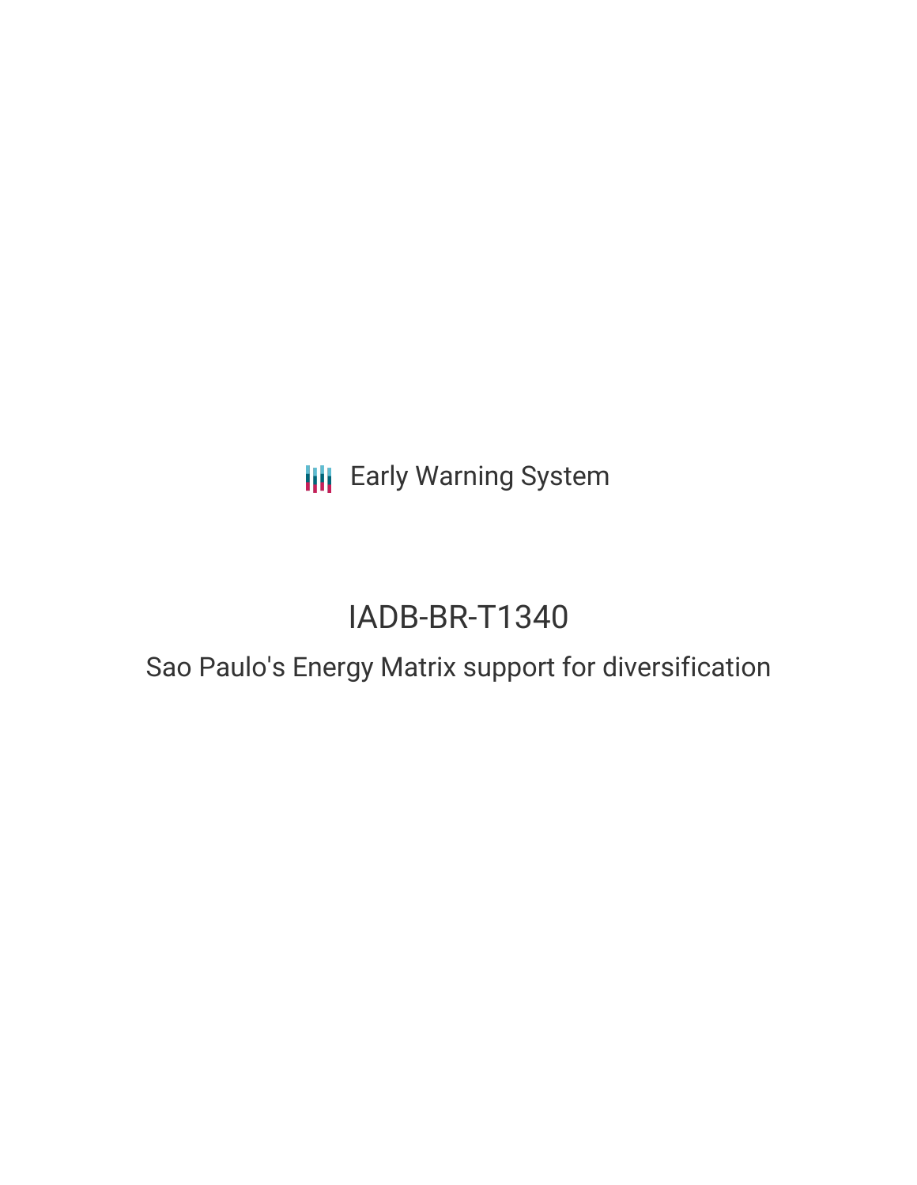Early Warning System

# IADB-BR-T1340

## Sao Paulo's Energy Matrix support for diversification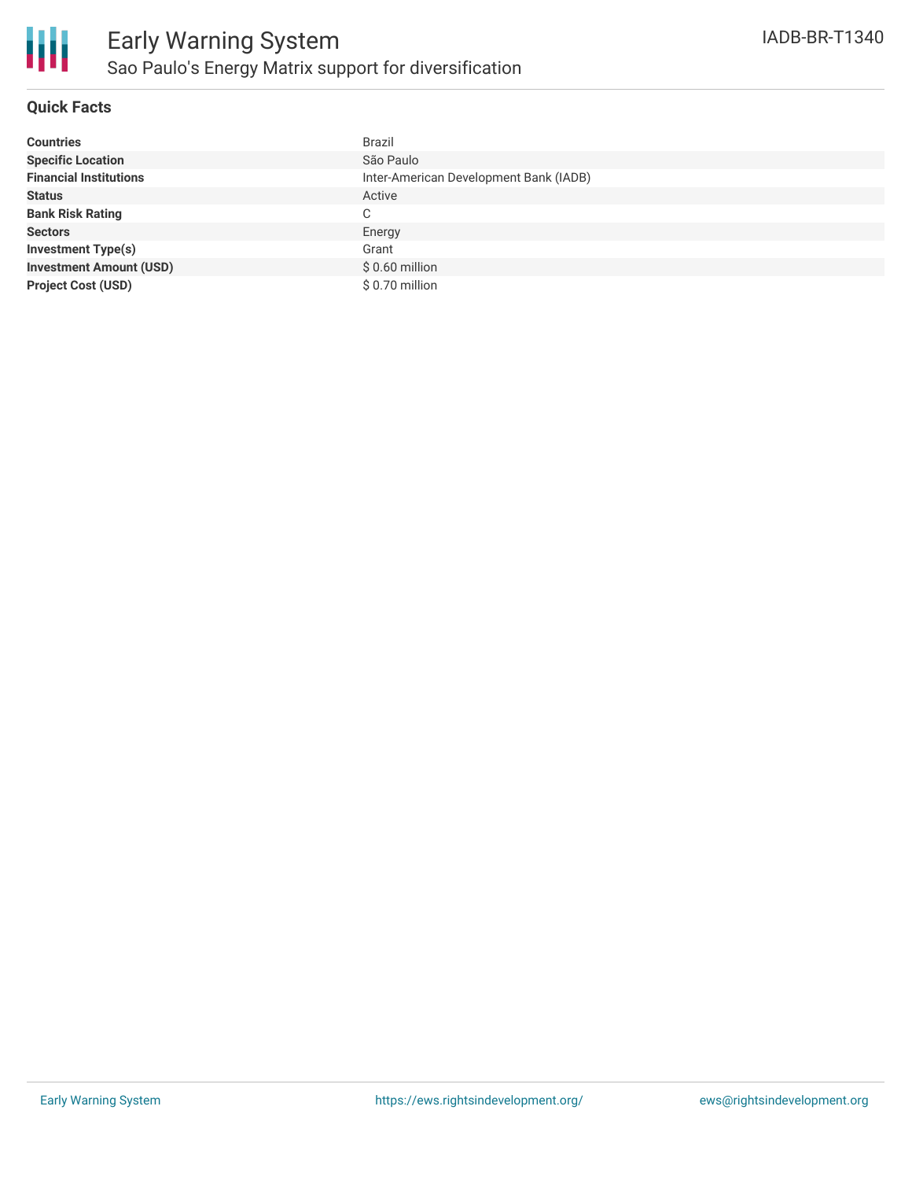# Early Warning System

## Sao Paulo's Energy Matrix support for diversification

IADB-BR-T1340

### Quick Facts

| | |
|---|---|
| **Countries** | Brazil |
| **Specific Location** | São Paulo |
| **Financial Institutions** | Inter-American Development Bank (IADB) |
| **Status** | Active |
| **Bank Risk Rating** | C |
| **Sectors** | Energy |
| **Investment Type(s)** | Grant |
| **Investment Amount (USD)** | $ 0.60 million |
| **Project Cost (USD)** | $ 0.70 million |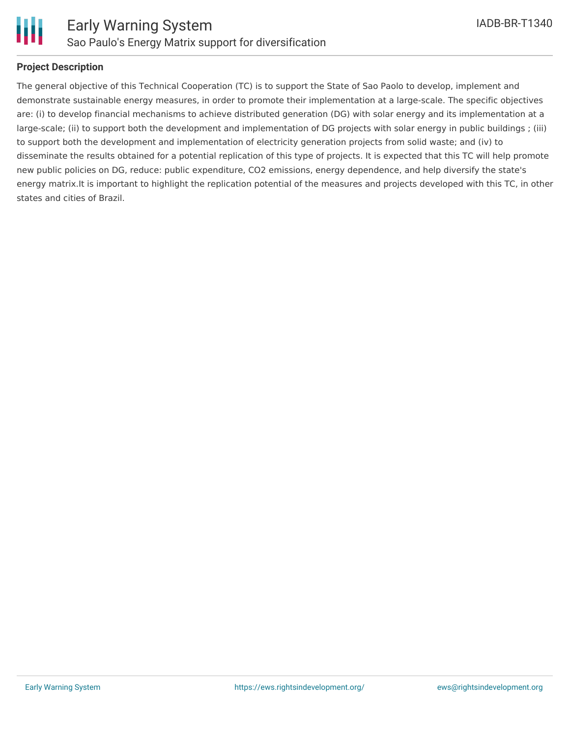## Project Description

The general objective of this Technical Cooperation (TC) is to support the State of Sao Paolo to develop, implement and demonstrate sustainable energy measures, in order to promote their implementation at a large-scale. The specific objectives are: (i) to develop financial mechanisms to achieve distributed generation (DG) with solar energy and its implementation at a large-scale; (ii) to support both the development and implementation of DG projects with solar energy in public buildings ; (iii) to support both the development and implementation of electricity generation projects from solid waste; and (iv) to disseminate the results obtained for a potential replication of this type of projects. It is expected that this TC will help promote new public policies on DG, reduce: public expenditure, $CO_2$ emissions, energy dependence, and help diversify the state's energy matrix.It is important to highlight the replication potential of the measures and projects developed with this TC, in other states and cities of Brazil.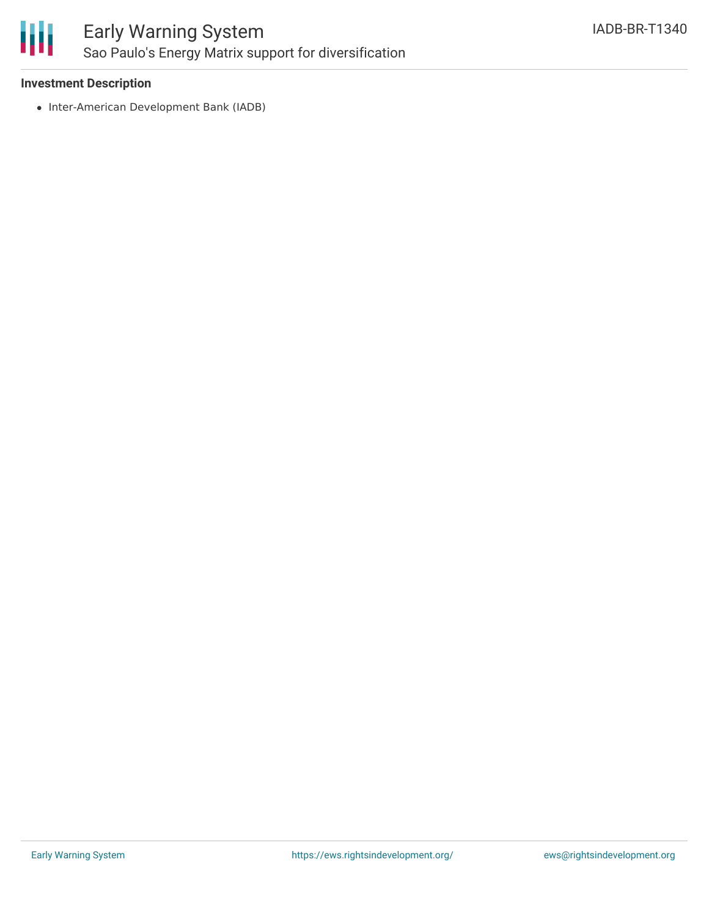### Investment Description

- Inter-American Development Bank (IADB)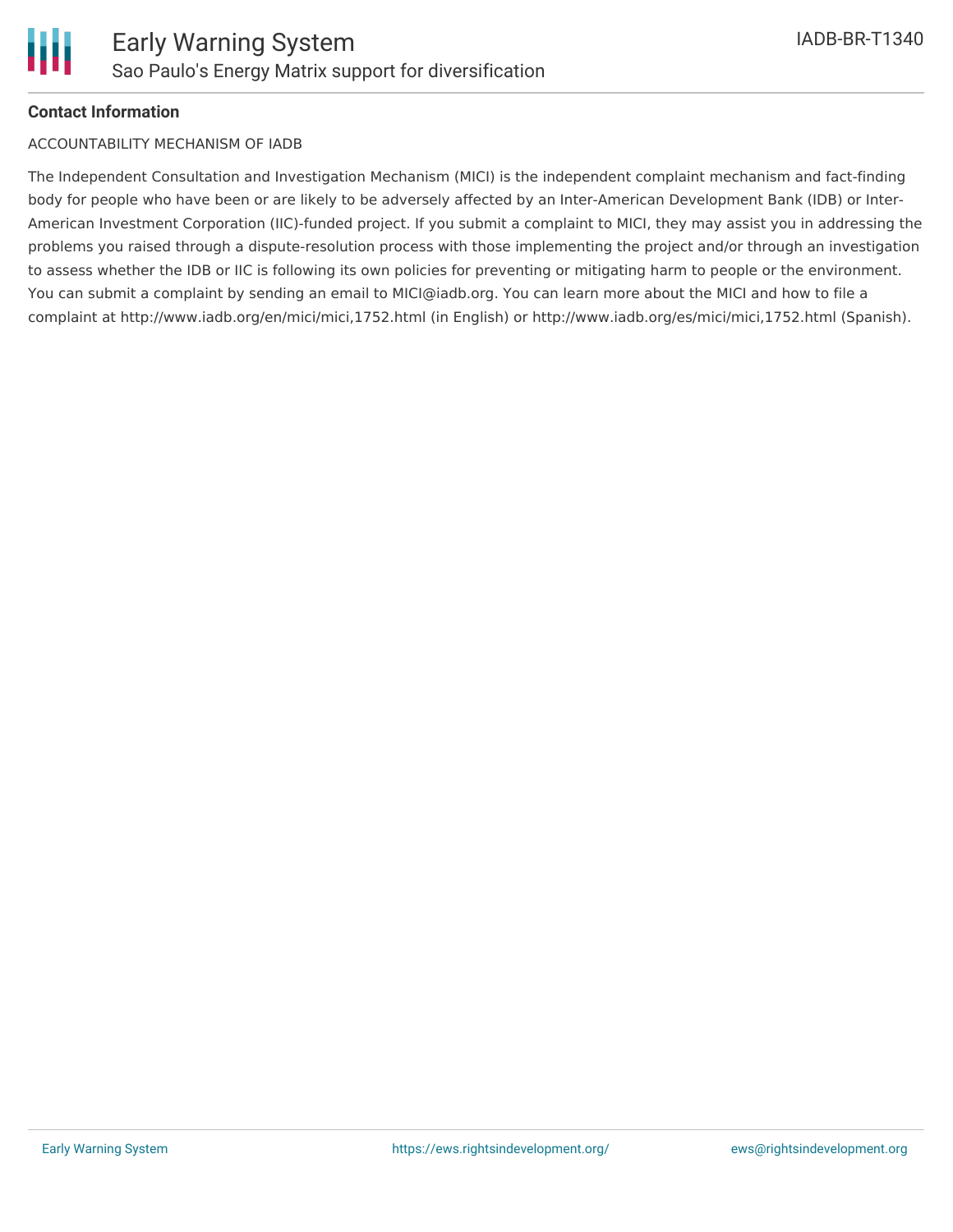**Contact Information**

ACCOUNTABILITY MECHANISM OF IADB

The Independent Consultation and Investigation Mechanism (MICI) is the independent complaint mechanism and fact-finding body for people who have been or are likely to be adversely affected by an Inter-American Development Bank (IDB) or Inter-American Investment Corporation (IIC)-funded project. If you submit a complaint to MICI, they may assist you in addressing the problems you raised through a dispute-resolution process with those implementing the project and/or through an investigation to assess whether the IDB or IIC is following its own policies for preventing or mitigating harm to people or the environment. You can submit a complaint by sending an email to MICI@iadb.org. You can learn more about the MICI and how to file a complaint at http://www.iadb.org/en/mici/mici,1752.html (in English) or http://www.iadb.org/es/mici/mici,1752.html (Spanish).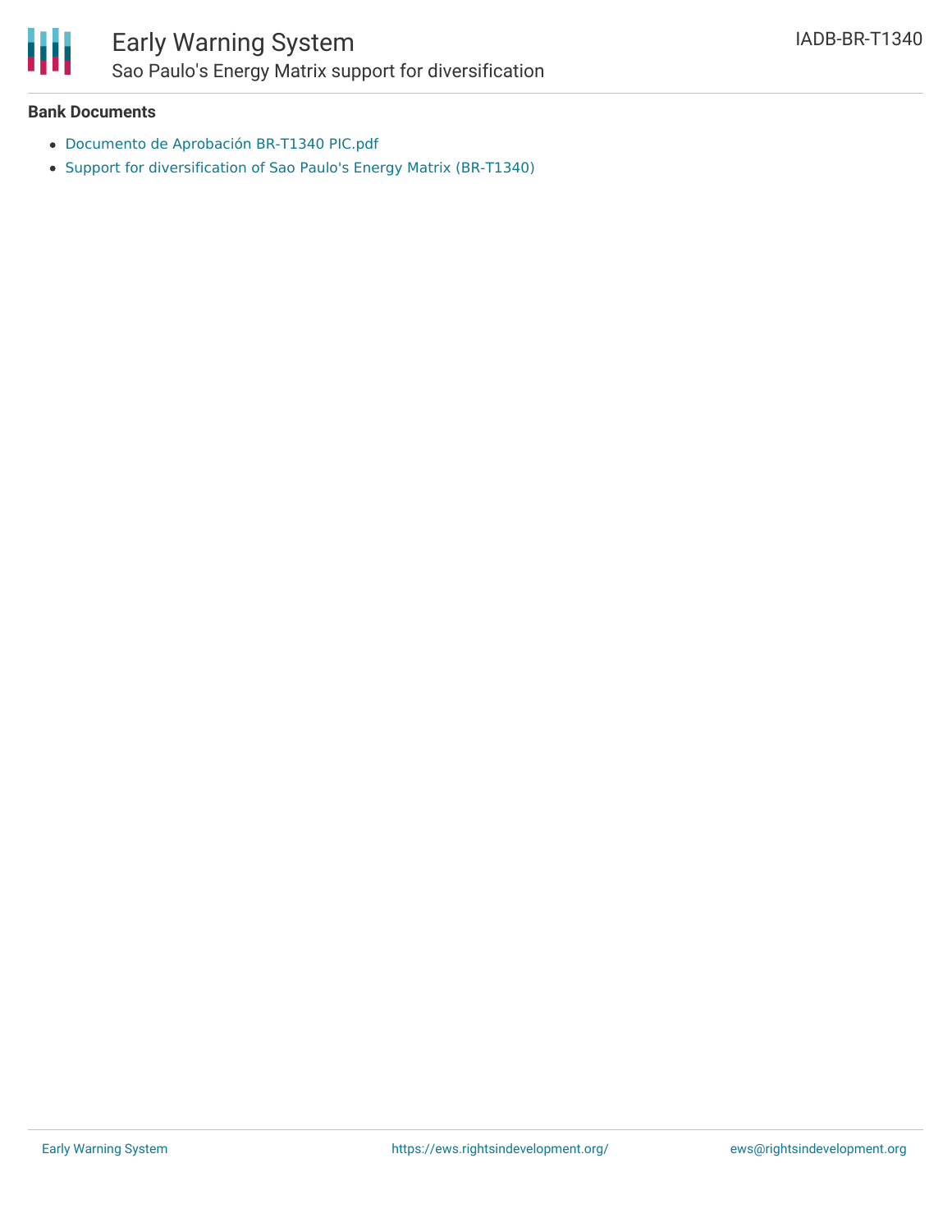**Bank Documents**

- Documento de Aprobación BR-T1340 PIC.pdf
- Support for diversification of Sao Paulo's Energy Matrix (BR-T1340)